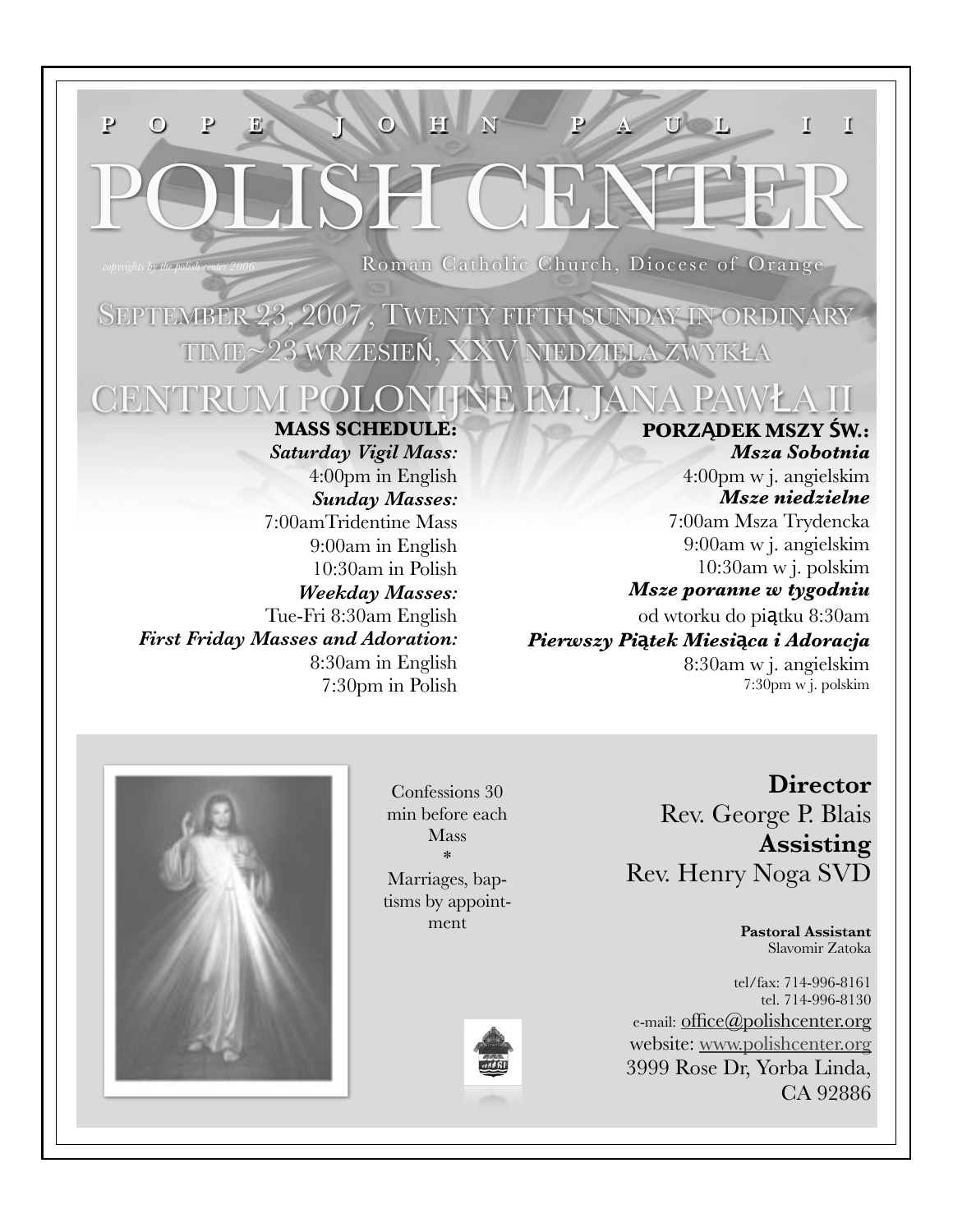P O P E J O H N P A U L I I

# POLISH CENTER

*copyrights by the polish center 2006*

Roman Catholic Church, Diocese of Orange

## SEPTEMBER 23, 2007, TWENTY FIFTH SUNDAY IN ORDINARY TIME~23 WRZESIEŃ, XXV NIEDZIELA ZWYKŁA

## CENTRUM POLONIJNE IM. JANA PAWŁA II

**MASS SCHEDULE:**

***Saturday Vigil Mass:***
4:00pm in English

***Sunday Masses:***
7:00amTridentine Mass
9:00am in English
10:30am in Polish

***Weekday Masses:***
Tue-Fri 8:30am English

***First Friday Masses and Adoration:***
8:30am in English
7:30pm in Polish

**PORZĄDEK MSZY ŚW.:**

***Msza Sobotnia***
4:00pm w j. angielskim

***Msze niedzielne***
7:00am Msza Trydencka
9:00am w j. angielskim
10:30am w j. polskim

***Msze poranne w tygodniu***
od wtorku do piątku 8:30am

***Pierwszy Piątek Miesiąca i Adoracja***
8:30am w j. angielskim
7:30pm w j. polskim

Confessions 30 min before each Mass
*
Marriages, baptisms by appointment

**Director**
Rev. George P. Blais

**Assisting**
Rev. Henry Noga SVD

**Pastoral Assistant**
Slavomir Zatoka

tel/fax: 714-996-8161
tel. 714-996-8130
e-mail: office@polishcenter.org
website: www.polishcenter.org
3999 Rose Dr, Yorba Linda, CA 92886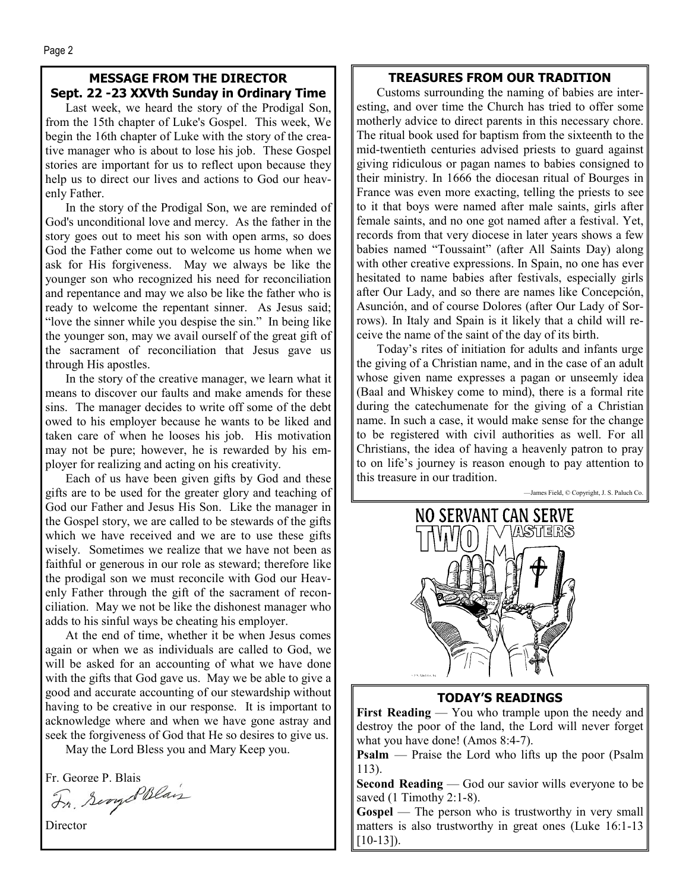## MESSAGE FROM THE DIRECTOR

### Sept. 22 -23 XXVth Sunday in Ordinary Time

Last week, we heard the story of the Prodigal Son, from the 15th chapter of Luke's Gospel. This week, We begin the 16th chapter of Luke with the story of the creative manager who is about to lose his job. These Gospel stories are important for us to reflect upon because they help us to direct our lives and actions to God our heavenly Father.

In the story of the Prodigal Son, we are reminded of God's unconditional love and mercy. As the father in the story goes out to meet his son with open arms, so does God the Father come out to welcome us home when we ask for His forgiveness. May we always be like the younger son who recognized his need for reconciliation and repentance and may we also be like the father who is ready to welcome the repentant sinner. As Jesus said; "love the sinner while you despise the sin." In being like the younger son, may we avail ourself of the great gift of the sacrament of reconciliation that Jesus gave us through His apostles.

In the story of the creative manager, we learn what it means to discover our faults and make amends for these sins. The manager decides to write off some of the debt owed to his employer because he wants to be liked and taken care of when he looses his job. His motivation may not be pure; however, he is rewarded by his employer for realizing and acting on his creativity.

Each of us have been given gifts by God and these gifts are to be used for the greater glory and teaching of God our Father and Jesus His Son. Like the manager in the Gospel story, we are called to be stewards of the gifts which we have received and we are to use these gifts wisely. Sometimes we realize that we have not been as faithful or generous in our role as steward; therefore like the prodigal son we must reconcile with God our Heavenly Father through the gift of the sacrament of reconciliation. May we not be like the dishonest manager who adds to his sinful ways be cheating his employer.

At the end of time, whether it be when Jesus comes again or when we as individuals are called to God, we will be asked for an accounting of what we have done with the gifts that God gave us. May we be able to give a good and accurate accounting of our stewardship without having to be creative in our response. It is important to acknowledge where and when we have gone astray and seek the forgiveness of God that He so desires to give us.

May the Lord Bless you and Mary Keep you.

Fr. George P. Blais

Director

## TREASURES FROM OUR TRADITION

Customs surrounding the naming of babies are interesting, and over time the Church has tried to offer some motherly advice to direct parents in this necessary chore. The ritual book used for baptism from the sixteenth to the mid-twentieth centuries advised priests to guard against giving ridiculous or pagan names to babies consigned to their ministry. In 1666 the diocesan ritual of Bourges in France was even more exacting, telling the priests to see to it that boys were named after male saints, girls after female saints, and no one got named after a festival. Yet, records from that very diocese in later years shows a few babies named "Toussaint" (after All Saints Day) along with other creative expressions. In Spain, no one has ever hesitated to name babies after festivals, especially girls after Our Lady, and so there are names like Concepción, Asunción, and of course Dolores (after Our Lady of Sorrows). In Italy and Spain is it likely that a child will receive the name of the saint of the day of its birth.

Today's rites of initiation for adults and infants urge the giving of a Christian name, and in the case of an adult whose given name expresses a pagan or unseemly idea (Baal and Whiskey come to mind), there is a formal rite during the catechumenate for the giving of a Christian name. In such a case, it would make sense for the change to be registered with civil authorities as well. For all Christians, the idea of having a heavenly patron to pray to on life's journey is reason enough to pay attention to this treasure in our tradition.

—James Field, © Copyright, J. S. Paluch Co.

NO SERVANT CAN SERVE TWO MASTERS

## TODAY'S READINGS

**First Reading** — You who trample upon the needy and destroy the poor of the land, the Lord will never forget what you have done! (Amos 8:4-7).

**Psalm** — Praise the Lord who lifts up the poor (Psalm 113).

**Second Reading** — God our savior wills everyone to be saved (1 Timothy 2:1-8).

**Gospel** — The person who is trustworthy in very small matters is also trustworthy in great ones (Luke 16:1-13 [10-13]).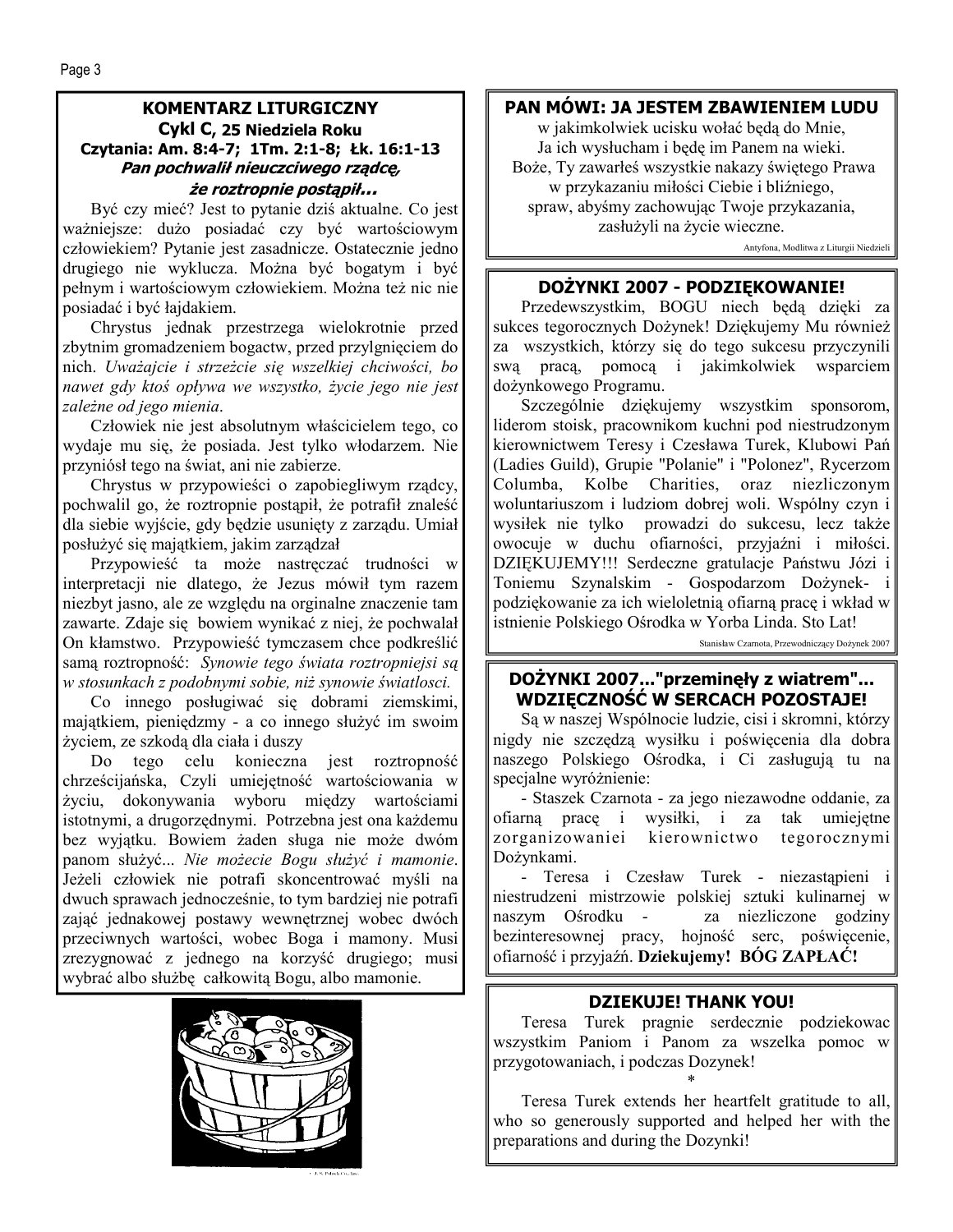## KOMENTARZ LITURGICZNY

### Cykl C, 25 Niedziela Roku

**Czytania: Am. 8:4-7; 1Tm. 2:1-8; Łk. 16:1-13**

***Pan pochwalił nieuczciwego rządcę, że roztropnie postąpił...***

Być czy mieć? Jest to pytanie dziś aktualne. Co jest ważniejsze: dużo posiadać czy być wartościowym człowiekiem? Pytanie jest zasadnicze. Ostatecznie jedno drugiego nie wyklucza. Można być bogatym i być pełnym i wartościowym człowiekiem. Można też nic nie posiadać i być łajdakiem.

Chrystus jednak przestrzega wielokrotnie przed zbytnim gromadzeniem bogactw, przed przylgnięciem do nich. *Uważajcie i strzeżcie się wszelkiej chciwości, bo nawet gdy ktoś opływa we wszystko, życie jego nie jest zależne od jego mienia*.

Człowiek nie jest absolutnym właścicielem tego, co wydaje mu się, że posiada. Jest tylko włodarzem. Nie przyniósł tego na świat, ani nie zabierze.

Chrystus w przypowieści o zapobiegliwym rządcy, pochwalil go, że roztropnie postąpił, że potrafił znaleść dla siebie wyjście, gdy będzie usunięty z zarządu. Umiał posłużyć się majątkiem, jakim zarządzał

Przypowieść ta może nastręczać trudności w interpretacji nie dlatego, że Jezus mówił tym razem niezbyt jasno, ale ze względu na orginalne znaczenie tam zawarte. Zdaje się wynikać z niej, że pochwalał On kłamstwo. Przypowieść tymczasem chce podkreślić samą roztropność: *Synowie tego świata roztropniejsi są w stosunkach z podobnymi sobie, niż synowie światlosci.*

Co innego posługiwać się dobrami ziemskimi, majątkiem, pieniędzmy - a co innego służyć im swoim życiem, ze szkodą dla ciała i duszy

Do tego celu konieczna jest roztropność chrześcijańska, Czyli umiejętność wartościowania w życiu, dokonywania wyboru między wartościami istotnymi, a drugorzędnymi. Potrzebna jest ona każdemu bez wyjątku. Bowiem żaden sługa nie może dwóm panom służyć... *Nie możecie Bogu służyć i mamonie*. Jeżeli człowiek nie potrafi skoncentrować myśli na dwuch sprawach jednocześnie, to tym bardziej nie potrafi zająć jednakowej postawy wewnętrznej wobec dwóch przeciwnych wartości, wobec Boga i mamony. Musi zrezygnować z jednego na korzyść drugiego; musi wybrać albo służbę całkowitą Bogu, albo mamonie.

## PAN MÓWI: JA JESTEM ZBAWIENIEM LUDU

w jakimkolwiek ucisku wołać będą do Mnie,
Ja ich wysłucham i będę im Panem na wieki.
Boże, Ty zawarłeś wszystkie nakazy świętego Prawa
w przykazaniu miłości Ciebie i bliźniego,
spraw, abyśmy zachowując Twoje przykazania,
zasłużyli na życie wieczne.

Antyfona, Modlitwa z Liturgii Niedzieli

## DOŻYNKI 2007 - PODZIĘKOWANIE!

Przedewszystkim, BOGU niech będą dzięki za sukces tegorocznych Dożynek! Dziękujemy Mu również za wszystkich, którzy się do tego sukcesu przyczynili swą pracą, pomocą i jakimkolwiek wsparciem dożynkowego Programu.

Szczególnie dziękujemy wszystkim sponsorom, liderom stoisk, pracownikom kuchni pod niestrudzonym kierownictwem Teresy i Czesława Turek, Klubowi Pań (Ladies Guild), Grupie "Polanie" i "Polonez", Rycerzom Columba, Kolbe Charities, oraz niezliczonym woluntariuszom i ludziom dobrej woli. Wspólny czyn i wysiłek nie tylko prowadzi do sukcesu, lecz także owocuje w duchu ofiarności, przyjaźni i miłości. DZIĘKUJEMY!!! Serdeczne gratulacje Państwu Józi i Toniemu Szynalskim - Gospodarzom Dożynek- i podziękowanie za ich wieloletnią ofiarną pracę i wkład w istnienie Polskiego Ośrodka w Yorba Linda. Sto Lat!

Stanisław Czarnota, Przewodniczący Dożynek 2007

## DOŻYNKI 2007..."przeminęły z wiatrem"... WDZIĘCZNOŚĆ W SERCACH POZOSTAJE!

Są w naszej Wspólnocie ludzie, cisi i skromni, którzy nigdy nie szczędzą wysiłku i poświęcenia dla dobra naszego Polskiego Ośrodka, i Ci zasługują tu na specjalne wyróżnienie:

- Staszek Czarnota - za jego niezawodne oddanie, za ofiarną pracę i wysiłki, i za tak umiejętne zorganizowaniei kierownictwo tegorocznymi Dożynkami.

- Teresa i Czesław Turek - niezastąpieni i niestrudzeni mistrzowie polskiej sztuki kulinarnej w naszym Ośrodku - za niezliczone godziny bezinteresownej pracy, hojność serc, poświęcenie, ofiarność i przyjaźń. **Dziekujemy! BÓG ZAPŁAĆ!**

## DZIEKUJE! THANK YOU!

Teresa Turek pragnie serdecznie podziekowac wszystkim Paniom i Panom za wszelka pomoc w przygotowaniach, i podczas Dozynek!

*

Teresa Turek extends her heartfelt gratitude to all, who so generously supported and helped her with the preparations and during the Dozynki!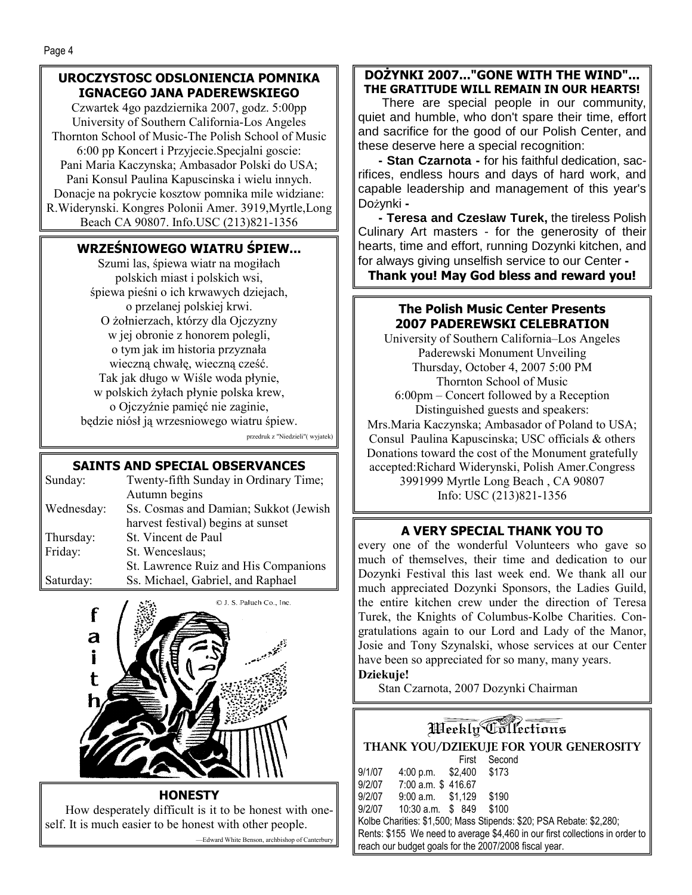## UROCZYSTOSC ODSLONIENCIA POMNIKA IGNACEGO JANA PADEREWSKIEGO

Czwartek 4go pazdziernika 2007, godz. 5:00pp
University of Southern California-Los Angeles
Thornton School of Music-The Polish School of Music
6:00 pp Koncert i Przyjecie.Specjalni goscie:
Pani Maria Kaczynska; Ambasador Polski do USA;
Pani Konsul Paulina Kapuscinska i wielu innych.
Donacje na pokrycie kosztow pomnika mile widziane:
R.Widerynski. Kongres Polonii Amer. 3919,Myrtle,Long Beach CA 90807. Info.USC (213)821-1356

## WRZEŚNIOWEGO WIATRU ŚPIEW...

Szumi las, śpiewa wiatr na mogiłach
polskich miast i polskich wsi,
śpiewa pieśni o ich krwawych dziejach,
o przelanej polskiej krwi.
O żołnierzach, którzy dla Ojczyzny
w jej obronie z honorem polegli,
o tym jak im historia przyznała
wieczną chwałę, wieczną cześć.
Tak jak długo w Wiśle woda płynie,
w polskich żyłach płynie polska krew,
o Ojczyźnie pamięć nie zaginie,
będzie niósł ją wrzesniowego wiatru śpiew.

przedruk z "Niedzieli"( wyjatek)

## SAINTS AND SPECIAL OBSERVANCES

| | |
|---|---|
| Sunday: | Twenty-fifth Sunday in Ordinary Time; Autumn begins |
| Wednesday: | Ss. Cosmas and Damian; Sukkot (Jewish harvest festival) begins at sunset |
| Thursday: | St. Vincent de Paul |
| Friday: | St. Wenceslaus; St. Lawrence Ruiz and His Companions |
| Saturday: | Ss. Michael, Gabriel, and Raphael |

© J. S. Paluch Co., Inc.

faith

## HONESTY

How desperately difficult is it to be honest with oneself. It is much easier to be honest with other people.

—Edward White Benson, archbishop of Canterbury

## DOŻYNKI 2007..."GONE WITH THE WIND"... THE GRATITUDE WILL REMAIN IN OUR HEARTS!

There are special people in our community, quiet and humble, who don't spare their time, effort and sacrifice for the good of our Polish Center, and these deserve here a special recognition:

**- Stan Czarnota -** for his faithful dedication, sacrifices, endless hours and days of hard work, and capable leadership and management of this year's Dożynki -

**- Teresa and Czesław Turek,** the tireless Polish Culinary Art masters - for the generosity of their hearts, time and effort, running Dozynki kitchen, and for always giving unselfish service to our Center -

**Thank you! May God bless and reward you!**

## The Polish Music Center Presents 2007 PADEREWSKI CELEBRATION

University of Southern California–Los Angeles
Paderewski Monument Unveiling
Thursday, October 4, 2007 5:00 PM
Thornton School of Music
6:00pm – Concert followed by a Reception
Distinguished guests and speakers:
Mrs.Maria Kaczynska; Ambasador of Poland to USA;
Consul Paulina Kapuscinska; USC officials & others
Donations toward the cost of the Monument gratefully accepted:Richard Widerynski, Polish Amer.Congress
3991999 Myrtle Long Beach , CA 90807
Info: USC (213)821-1356

## A VERY SPECIAL THANK YOU TO

every one of the wonderful Volunteers who gave so much of themselves, their time and dedication to our Dozynki Festival this last week end. We thank all our much appreciated Dozynki Sponsors, the Ladies Guild, the entire kitchen crew under the direction of Teresa Turek, the Knights of Columbus-Kolbe Charities. Congratulations again to our Lord and Lady of the Manor, Josie and Tony Szynalski, whose services at our Center have been so appreciated for so many, many years.

**Dziekuje!**

Stan Czarnota, 2007 Dozynki Chairman

## Weekly Collections

**THANK YOU/DZIEKUJE FOR YOUR GENEROSITY**

| | | First | Second |
|---|---|---|---|
| 9/1/07 | 4:00 p.m. | $2,400 | $173 |
| 9/2/07 | 7:00 a.m. | $ 416.67 | |
| 9/2/07 | 9:00 a.m. | $1,129 | $190 |
| 9/2/07 | 10:30 a.m. | $ 849 | $100 |

Kolbe Charities: $1,500; Mass Stipends: $20; PSA Rebate: $2,280; Rents: $155 We need to average $4,460 in our first collections in order to reach our budget goals for the 2007/2008 fiscal year.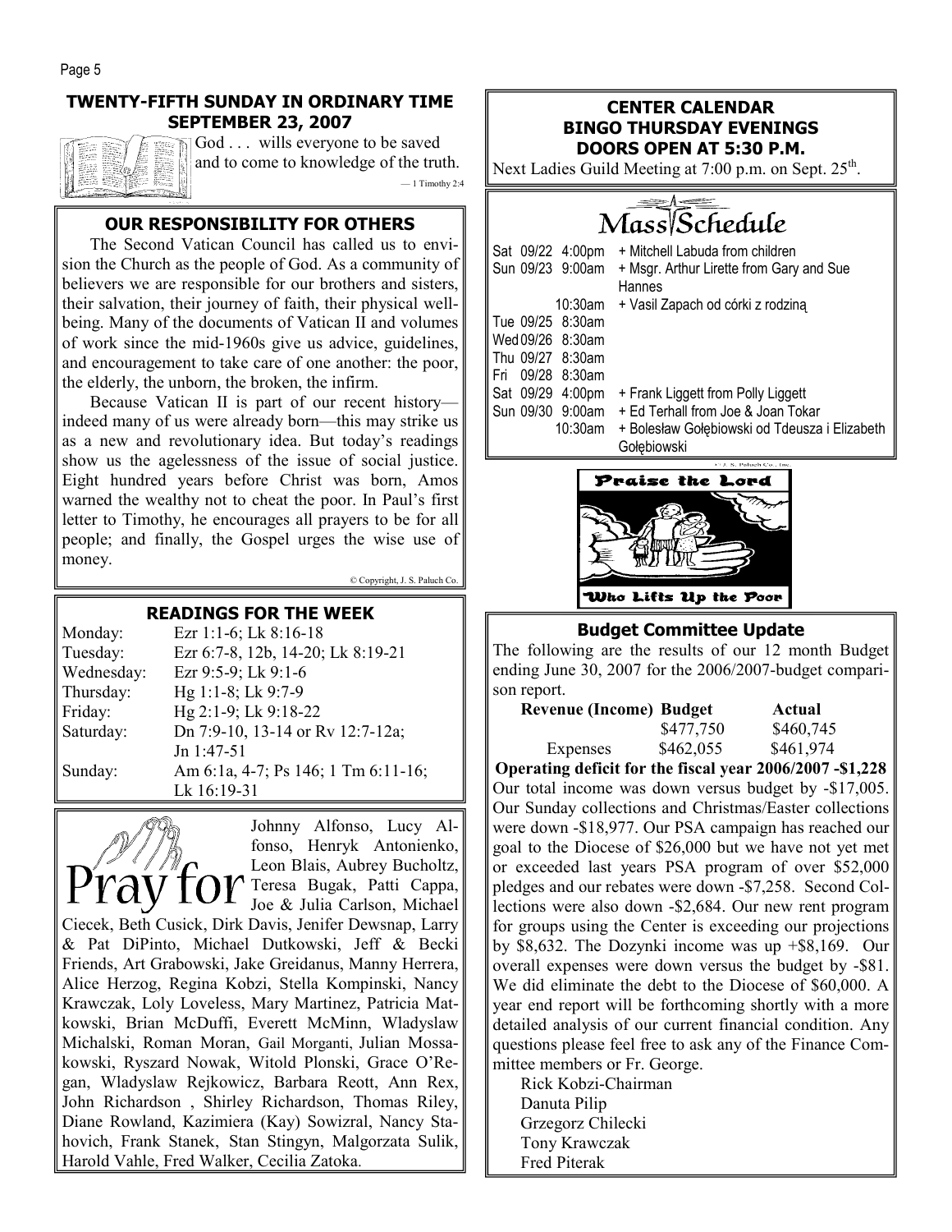## TWENTY-FIFTH SUNDAY IN ORDINARY TIME SEPTEMBER 23, 2007

God . . . wills everyone to be saved and to come to knowledge of the truth.

— 1 Timothy 2:4

### OUR RESPONSIBILITY FOR OTHERS

The Second Vatican Council has called us to envision the Church as the people of God. As a community of believers we are responsible for our brothers and sisters, their salvation, their journey of faith, their physical well-being. Many of the documents of Vatican II and volumes of work since the mid-1960s give us advice, guidelines, and encouragement to take care of one another: the poor, the elderly, the unborn, the broken, the infirm.

Because Vatican II is part of our recent history—indeed many of us were already born—this may strike us as a new and revolutionary idea. But today's readings show us the agelessness of the issue of social justice. Eight hundred years before Christ was born, Amos warned the wealthy not to cheat the poor. In Paul's first letter to Timothy, he encourages all prayers to be for all people; and finally, the Gospel urges the wise use of money.

© Copyright, J. S. Paluch Co.

### READINGS FOR THE WEEK

| | |
|---|---|
| Monday: | Ezr 1:1-6; Lk 8:16-18 |
| Tuesday: | Ezr 6:7-8, 12b, 14-20; Lk 8:19-21 |
| Wednesday: | Ezr 9:5-9; Lk 9:1-6 |
| Thursday: | Hg 1:1-8; Lk 9:7-9 |
| Friday: | Hg 2:1-9; Lk 9:18-22 |
| Saturday: | Dn 7:9-10, 13-14 or Rv 12:7-12a; Jn 1:47-51 |
| Sunday: | Am 6:1a, 4-7; Ps 146; 1 Tm 6:11-16; Lk 16:19-31 |

### Pray for

Johnny Alfonso, Lucy Alfonso, Henryk Antonienko, Leon Blais, Aubrey Bucholtz, Teresa Bugak, Patti Cappa, Joe & Julia Carlson, Michael Ciecek, Beth Cusick, Dirk Davis, Jenifer Dewsnap, Larry & Pat DiPinto, Michael Dutkowski, Jeff & Becki Friends, Art Grabowski, Jake Greidanus, Manny Herrera, Alice Herzog, Regina Kobzi, Stella Kompinski, Nancy Krawczak, Loly Loveless, Mary Martinez, Patricia Matkowski, Brian McDuffi, Everett McMinn, Wladyslaw Michalski, Roman Moran, Gail Morganti, Julian Mossakowski, Ryszard Nowak, Witold Plonski, Grace O'Regan, Wladyslaw Rejkowicz, Barbara Reott, Ann Rex, John Richardson , Shirley Richardson, Thomas Riley, Diane Rowland, Kazimiera (Kay) Sowizral, Nancy Stahovich, Frank Stanek, Stan Stingyn, Malgorzata Sulik, Harold Vahle, Fred Walker, Cecilia Zatoka.

### CENTER CALENDAR BINGO THURSDAY EVENINGS DOORS OPEN AT 5:30 P.M.

Next Ladies Guild Meeting at 7:00 p.m. on Sept. 25th.

### Mass Schedule

| | | |
|---|---|---|
| Sat 09/22 | 4:00pm | + Mitchell Labuda from children |
| Sun 09/23 | 9:00am | + Msgr. Arthur Lirette from Gary and Sue Hannes |
| | 10:30am | + Vasil Zapach od córki z rodziną |
| Tue 09/25 | 8:30am | |
| Wed 09/26 | 8:30am | |
| Thu 09/27 | 8:30am | |
| Fri 09/28 | 8:30am | |
| Sat 09/29 | 4:00pm | + Frank Liggett from Polly Liggett |
| Sun 09/30 | 9:00am | + Ed Terhall from Joe & Joan Tokar |
| | 10:30am | + Bolesław Gołębiowski od Tdeusza i Elizabeth Gołębiowski |

Praise the Lord

Who Lifts Up the Poor

### Budget Committee Update

The following are the results of our 12 month Budget ending June 30, 2007 for the 2006/2007-budget comparison report.

| Revenue (Income) | Budget | Actual |
|---|---|---|
| | $477,750 | $460,745 |
| Expenses | $462,055 | $461,974 |

**Operating deficit for the fiscal year 2006/2007 -$1,228**

Our total income was down versus budget by -$17,005. Our Sunday collections and Christmas/Easter collections were down -$18,977. Our PSA campaign has reached our goal to the Diocese of $26,000 but we have not yet met or exceeded last years PSA program of over $52,000 pledges and our rebates were down -$7,258. Second Collections were also down -$2,684. Our new rent program for groups using the Center is exceeding our projections by $8,632. The Dozynki income was up +$8,169. Our overall expenses were down versus the budget by -$81. We did eliminate the debt to the Diocese of $60,000. A year end report will be forthcoming shortly with a more detailed analysis of our current financial condition. Any questions please feel free to ask any of the Finance Committee members or Fr. George.

Rick Kobzi-Chairman
Danuta Pilip
Grzegorz Chilecki
Tony Krawczak
Fred Piterak